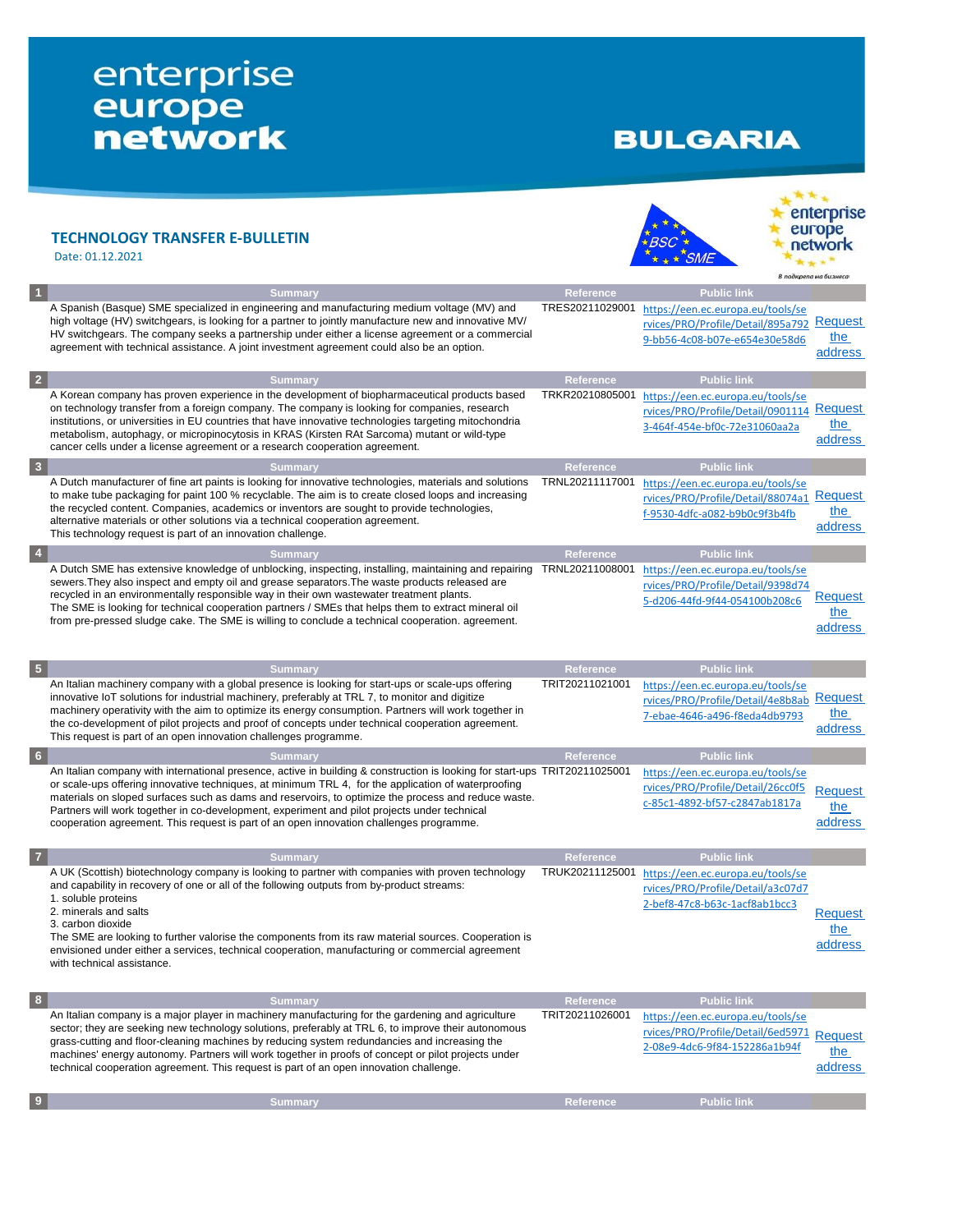# enterprise europe network

# BULGARIA

## TECHNOLOGY TRANSFER E-BULLETIN

Date: 01.12.2021

| # | Summary | Reference | Public link | |
|---|---|---|---|---|
| 1 | A Spanish (Basque) SME specialized in engineering and manufacturing medium voltage (MV) and high voltage (HV) switchgears, is looking for a partner to jointly manufacture new and innovative MV/HV switchgears. The company seeks a partnership under either a license agreement or a commercial agreement with technical assistance. A joint investment agreement could also be an option. | TRES20211029001 | https://een.ec.europa.eu/tools/services/PRO/Profile/Detail/895a7929-bb56-4c08-b07e-e654e30e58d6 | Request the address |
| 2 | A Korean company has proven experience in the development of biopharmaceutical products based on technology transfer from a foreign company. The company is looking for companies, research institutions, or universities in EU countries that have innovative technologies targeting mitochondria metabolism, autophagy, or micropinocytosis in KRAS (Kirsten RAt Sarcoma) mutant or wild-type cancer cells under a license agreement or a research cooperation agreement. | TRKR20210805001 | https://een.ec.europa.eu/tools/services/PRO/Profile/Detail/09011143-464f-454e-bf0c-72e31060aa2a | Request the address |
| 3 | A Dutch manufacturer of fine art paints is looking for innovative technologies, materials and solutions to make tube packaging for paint 100 % recyclable. The aim is to create closed loops and increasing the recycled content. Companies, academics or inventors are sought to provide technologies, alternative materials or other solutions via a technical cooperation agreement.<br>This technology request is part of an innovation challenge. | TRNL20211117001 | https://een.ec.europa.eu/tools/services/PRO/Profile/Detail/88074a1f-9530-4dfc-a082-b9b0c9f3b4fb | Request the address |
| 4 | A Dutch SME has extensive knowledge of unblocking, inspecting, installing, maintaining and repairing sewers.They also inspect and empty oil and grease separators.The waste products released are recycled in an environmentally responsible way in their own wastewater treatment plants.<br>The SME is looking for technical cooperation partners / SMEs that helps them to extract mineral oil from pre-pressed sludge cake. The SME is willing to conclude a technical cooperation. agreement. | TRNL20211008001 | https://een.ec.europa.eu/tools/services/PRO/Profile/Detail/9398d745-d206-44fd-9f44-054100b208c6 | Request the address |
| 5 | An Italian machinery company with a global presence is looking for start-ups or scale-ups offering innovative IoT solutions for industrial machinery, preferably at TRL 7, to monitor and digitize machinery operativity with the aim to optimize its energy consumption. Partners will work together in the co-development of pilot projects and proof of concepts under technical cooperation agreement.<br>This request is part of an open innovation challenges programme. | TRIT20211021001 | https://een.ec.europa.eu/tools/services/PRO/Profile/Detail/4e8b8ab7-ebae-4646-a496-f8eda4db9793 | Request the address |
| 6 | An Italian company with international presence, active in building & construction is looking for start-ups or scale-ups offering innovative techniques, at minimum TRL 4, for the application of waterproofing materials on sloped surfaces such as dams and reservoirs, to optimize the process and reduce waste. Partners will work together in co-development, experiment and pilot projects under technical cooperation agreement. This request is part of an open innovation challenges programme. | TRIT20211025001 | https://een.ec.europa.eu/tools/services/PRO/Profile/Detail/26cc0f5c-85c1-4892-bf57-c2847ab1817a | Request the address |
| 7 | A UK (Scottish) biotechnology company is looking to partner with companies with proven technology and capability in recovery of one or all of the following outputs from by-product streams:<br>1. soluble proteins<br>2. minerals and salts<br>3. carbon dioxide<br>The SME are looking to further valorise the components from its raw material sources. Cooperation is envisioned under either a services, technical cooperation, manufacturing or commercial agreement with technical assistance. | TRUK20211125001 | https://een.ec.europa.eu/tools/services/PRO/Profile/Detail/a3c07d72-bef8-47c8-b63c-1acf8ab1bcc3 | Request the address |
| 8 | An Italian company is a major player in machinery manufacturing for the gardening and agriculture sector; they are seeking new technology solutions, preferably at TRL 6, to improve their autonomous grass-cutting and floor-cleaning machines by reducing system redundancies and increasing the machines' energy autonomy. Partners will work together in proofs of concept or pilot projects under technical cooperation agreement. This request is part of an open innovation challenge. | TRIT20211026001 | https://een.ec.europa.eu/tools/services/PRO/Profile/Detail/6ed59712-08e9-4dc6-9f84-152286a1b94f | Request the address |
| 9 | | | | |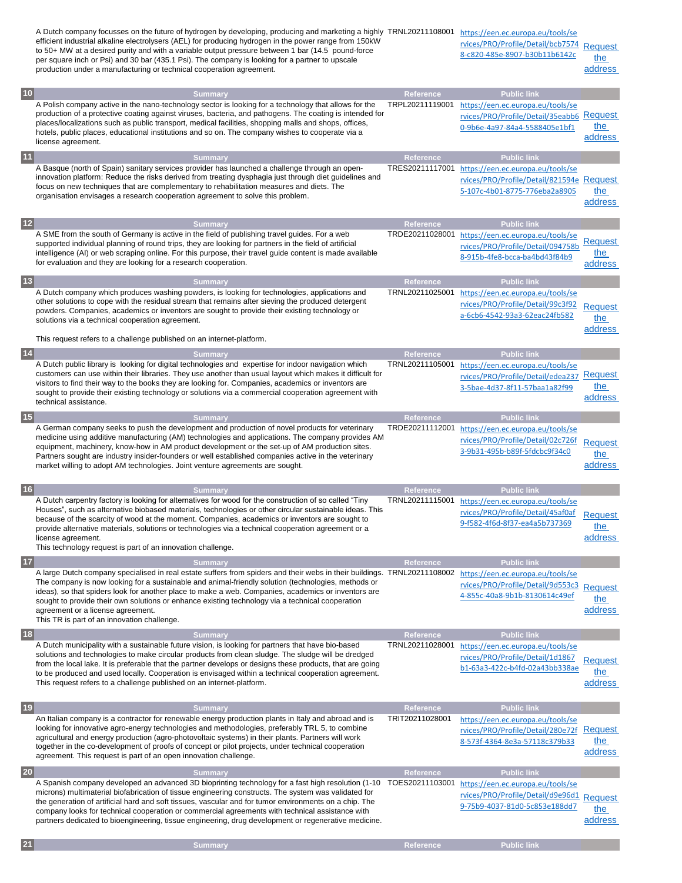| | Summary | Reference | Public link | |
|---|---|---|---|---|
| | A Dutch company focusses on the future of hydrogen by developing, producing and marketing a highly efficient industrial alkaline electrolysers (AEL) for producing hydrogen in the power range from 150kW to 50+ MW at a desired purity and with a variable output pressure between 1 bar (14.5 pound-force per square inch or Psi) and 30 bar (435.1 Psi). The company is looking for a partner to upscale production under a manufacturing or technical cooperation agreement. | TRNL20211108001 | https://een.ec.europa.eu/tools/services/PRO/Profile/Detail/bcb75748-c820-485e-8907-b30b11b6142c | Request the address |
| 10 | A Polish company active in the nano-technology sector is looking for a technology that allows for the production of a protective coating against viruses, bacteria, and pathogens. The coating is intended for places/localizations such as public transport, medical facilities, shopping malls and shops, offices, hotels, public places, educational institutions and so on. The company wishes to cooperate via a license agreement. | TRPL20211119001 | https://een.ec.europa.eu/tools/services/PRO/Profile/Detail/35eabb60-9b6e-4a97-84a4-5588405e1bf1 | Request the address |
| 11 | A Basque (north of Spain) sanitary services provider has launched a challenge through an open-innovation platform: Reduce the risks derived from treating dysphagia just through diet guidelines and focus on new techniques that are complementary to rehabilitation measures and diets. The organisation envisages a research cooperation agreement to solve this problem. | TRES20211117001 | https://een.ec.europa.eu/tools/services/PRO/Profile/Detail/821594e5-107c-4b01-8775-776eba2a8905 | Request the address |
| 12 | A SME from the south of Germany is active in the field of publishing travel guides. For a web supported individual planning of round trips, they are looking for partners in the field of artificial intelligence (AI) or web scraping online. For this purpose, their travel guide content is made available for evaluation and they are looking for a research cooperation. | TRDE20211028001 | https://een.ec.europa.eu/tools/services/PRO/Profile/Detail/094758b8-915b-4fe8-bcca-ba4bd43f84b9 | Request the address |
| 13 | A Dutch company which produces washing powders, is looking for technologies, applications and other solutions to cope with the residual stream that remains after sieving the produced detergent powders. Companies, academics or inventors are sought to provide their existing technology or solutions via a technical cooperation agreement.<br><br>This request refers to a challenge published on an internet-platform. | TRNL20211025001 | https://een.ec.europa.eu/tools/services/PRO/Profile/Detail/99c3f92a-6cb6-4542-93a3-62eac24fb582 | Request the address |
| 14 | A Dutch public library is looking for digital technologies and expertise for indoor navigation which customers can use within their libraries. They use another than usual layout which makes it difficult for visitors to find their way to the books they are looking for. Companies, academics or inventors are sought to provide their existing technology or solutions via a commercial cooperation agreement with technical assistance. | TRNL20211105001 | https://een.ec.europa.eu/tools/services/PRO/Profile/Detail/edea2373-5bae-4d37-8f11-57baa1a82f99 | Request the address |
| 15 | A German company seeks to push the development and production of novel products for veterinary medicine using additive manufacturing (AM) technologies and applications. The company provides AM equipment, machinery, know-how in AM product development or the set-up of AM production sites. Partners sought are industry insider-founders or well established companies active in the veterinary market willing to adopt AM technologies. Joint venture agreements are sought. | TRDE20211112001 | https://een.ec.europa.eu/tools/services/PRO/Profile/Detail/02c726f3-9b31-495b-b89f-5fdcbc9f34c0 | Request the address |
| 16 | A Dutch carpentry factory is looking for alternatives for wood for the construction of so called "Tiny Houses", such as alternative biobased materials, technologies or other circular sustainable ideas. This because of the scarcity of wood at the moment. Companies, academics or inventors are sought to provide alternative materials, solutions or technologies via a technical cooperation agreement or a license agreement.<br>This technology request is part of an innovation challenge. | TRNL20211115001 | https://een.ec.europa.eu/tools/services/PRO/Profile/Detail/45af0af9-f582-4f6d-8f37-ea4a5b737369 | Request the address |
| 17 | A large Dutch company specialised in real estate suffers from spiders and their webs in their buildings. The company is now looking for a sustainable and animal-friendly solution (technologies, methods or ideas), so that spiders look for another place to make a web. Companies, academics or inventors are sought to provide their own solutions or enhance existing technology via a technical cooperation agreement or a license agreement.<br>This TR is part of an innovation challenge. | TRNL20211108002 | https://een.ec.europa.eu/tools/services/PRO/Profile/Detail/9d553c34-855c-40a8-9b1b-8130614c49ef | Request the address |
| 18 | A Dutch municipality with a sustainable future vision, is looking for partners that have bio-based solutions and technologies to make circular products from clean sludge. The sludge will be dredged from the local lake. It is preferable that the partner develops or designs these products, that are going to be produced and used locally. Cooperation is envisaged within a technical cooperation agreement.<br>This request refers to a challenge published on an internet-platform. | TRNL20211028001 | https://een.ec.europa.eu/tools/services/PRO/Profile/Detail/1d1867b1-63a3-422c-b4fd-02a43bb338ae | Request the address |
| 19 | An Italian company is a contractor for renewable energy production plants in Italy and abroad and is looking for innovative agro-energy technologies and methodologies, preferably TRL 5, to combine agricultural and energy production (agro-photovoltaic systems) in their plants. Partners will work together in the co-development of proofs of concept or pilot projects, under technical cooperation agreement. This request is part of an open innovation challenge. | TRIT20211028001 | https://een.ec.europa.eu/tools/services/PRO/Profile/Detail/280e72f8-573f-4364-8e3a-57118c379b33 | Request the address |
| 20 | A Spanish company developed an advanced 3D bioprinting technology for a fast high resolution (1-10 microns) multimaterial biofabrication of tissue engineering constructs. The system was validated for the generation of artificial hard and soft tissues, vascular and for tumor environments on a chip. The company looks for technical cooperation or commercial agreements with technical assistance with partners dedicated to bioengineering, tissue engineering, drug development or regenerative medicine. | TOES20211103001 | https://een.ec.europa.eu/tools/services/PRO/Profile/Detail/d9e96d19-75b9-4037-81d0-5c853e188dd7 | Request the address |
| 21 | Summary | Reference | Public link | |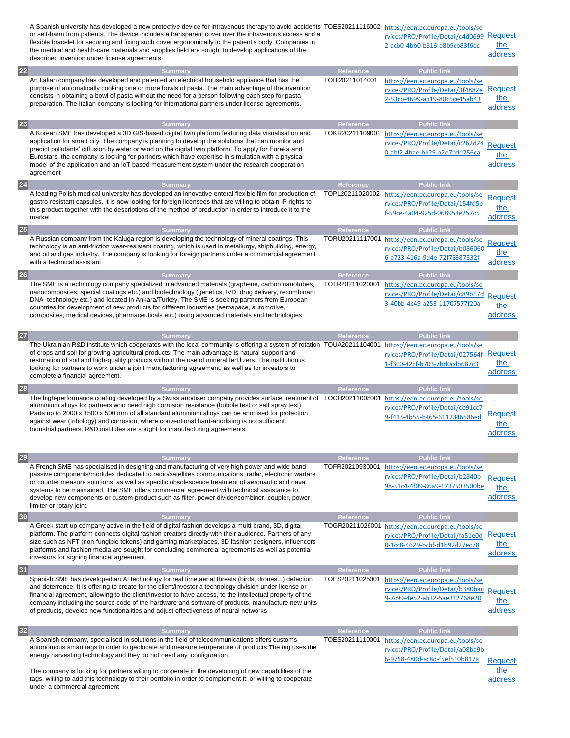| # | Summary | Reference | Public link | |
|---|---|---|---|---|
| | A Spanish university has developed a new protective device for intravenous therapy to avoid accidents or self-harm from patients. The device includes a transparent cover over the intravenous access and a flexible bracelet for securing and fixing such cover ergonomically to the patient's body. Companies in the medical and health-care materials and supplies field are sought to develop applications of the described invention under license agreements. | TOES20211116002 | https://een.ec.europa.eu/tools/services/PRO/Profile/Detail/c4d06992-acb0-4bb0-b616-e8b9cb83f6ec | Request the address |
| 22 | An Italian company has developed and patented an electrical household appliance that has the purpose of automatically cooking one or more bowls of pasta. The main advantage of the invention consists in obtaining a bowl of pasta without the need for a person following each step for pasta preparation. The Italian company is looking for international partners under license agreements. | TOIT20211014001 | https://een.ec.europa.eu/tools/services/PRO/Profile/Detail/3f4882e2-53cb-4699-ab19-80c5ce45ab43 | Request the address |
| 23 | A Korean SME has developed a 3D GIS-based digital twin platform featuring data visualisation and application for smart city. The company is planning to develop the solutions that can monitor and predict pollutants' diffusion by water or wind on the digital twin platform. To apply for Eureka and Eurostars, the company is looking for partners which have expertise in simulation with a physical model of the application and an IoT based measurement system under the research cooperation agreement | TOKR20211109001 | https://een.ec.europa.eu/tools/services/PRO/Profile/Detail/c262d240-abf2-4bae-bb29-a2e7bdd256ca | Request the address |
| 24 | A leading Polish medical university has developed an innovative enteral flexible film for production of gastro-resistant capsules. It is now looking for foreign licensees that are willing to obtain IP rights to this product together with the descriptions of the method of production in order to introduce it to the market. | TOPL20211020002 | https://een.ec.europa.eu/tools/services/PRO/Profile/Detail/154fd5ef-59ce-4a04-925d-068958e257c5 | Request the address |
| 25 | A Russian company from the Kaluga region is developing the technology of mineral coatings. This technology is an anti-friction wear-resistant coating, which is used in metallurgy, shipbuilding, energy, and oil and gas industry. The company is looking for foreign partners under a commercial agreement with a technical assistant. | TORU20211117001 | https://een.ec.europa.eu/tools/services/PRO/Profile/Detail/b0860606-e723-416a-9d4e-72f78387532f | Request the address |
| 26 | The SME is a technology company specialized in advanced materials (graphene, carbon nanotubes, nanocomposites, special coatings etc.) and biotechnology (genetics, IVD, drug delivery, recombinant DNA technology etc.) and located in Ankara/Turkey. The SME is seeking partners from European countries for development of new products for different industries (aerospace, automotive, composites, medical devices, pharmaceuticals etc.) using advanced materials and technologies. | TOTR20211020001 | https://een.ec.europa.eu/tools/services/PRO/Profile/Detail/c89b17d3-40bb-4c49-a253-11707577f20a | Request the address |
| 27 | The Ukrainian R&D institute which cooperates with the local community is offering a system of rotation of crops and soil for growing agricultural products. The main advantage is natural support and restoration of soil and high-quality products without the use of mineral fertilizers. The institution is looking for partners to work under a joint manufacturing agreement, as well as for investors to complete a financial agreement. | TOUA20211104001 | https://een.ec.europa.eu/tools/services/PRO/Profile/Detail/027564f1-f300-42cf-b703-7bd0cdb687c3 | Request the address |
| 28 | The high-performance coating developed by a Swiss anodiser company provides surface treatment of aluminium alloys for partners who need high corrosion resistance (bubble test or salt spray test). Parts up to 2000 x 1500 x 500 mm of all standard aluminium alloys can be anodised for protection against wear (tribology) and corrosion, where conventional hard-anodising is not sufficient. Industrial partners, R&D institutes are sought for manufacturing agreements. | TOCH20211008001 | https://een.ec.europa.eu/tools/services/PRO/Profile/Detail/cb91cc79-f413-4b55-b465-6112346586ed | Request the address |
| 29 | A French SME has specialised in designing and manufacturing of very high power and wide band passive components/modules dedicated to radio/satellites communications, radar, electronic warfare or counter measure solutions, as well as specific obsolescence treatment of aeronautic and naval systems to be maintained. The SME offers commercial agreement with technical assistance to develop new components or custom product such as filter, power divider/combiner, coupler, power limiter or rotary joint. | TOFR20210930001 | https://een.ec.europa.eu/tools/services/PRO/Profile/Detail/b2840b98-51c4-4f09-86a9-1737503500be | Request the address |
| 30 | A Greek start-up company active in the field of digital fashion develops a multi-brand, 3D, digital platform. The platform connects digital fashion creators directly with their audience. Partners of any size such as NFT (non-fungible tokens) and gaming marketplaces, 3D fashion designers, influencers platforms and fashion media are sought for concluding commercial agreements as well as potential investors for signing financial agreement. | TOGR20211026001 | https://een.ec.europa.eu/tools/services/PRO/Profile/Detail/fa51e0d8-1cc8-4629-bcbf-d1b92d27ec78 | Request the address |
| 31 | Spanish SME has developed an AI technology for real time aerial threats (birds, drones...) detection and deterrence. It is offering to create for the client/investor a technology division under license or financial agreement, allowing to the client/investor to have access, to the intellectual property of the company including the source code of the hardware and software of products, manufacture new units of products, develop new functionalities and adjust effectiveness of neural networks | TOES20211025001 | https://een.ec.europa.eu/tools/services/PRO/Profile/Detail/b380bac9-7c99-4e52-ab32-5ae312768e20 | Request the address |
| 32 | A Spanish company, specialised in solutions in the field of telecommunications offers customs autonomous smart tags in order to geolocate and measure temperature of products.The tag uses the energy harvesting technology and they do not need any configuration<br><br>The company is looking for partners willing to cooperate in the developing of new capabilities of the tags; willing to add this technology to their portfolio in order to complement it; or willing to cooperate under a commercial agreement | TOES20211110001 | https://een.ec.europa.eu/tools/services/PRO/Profile/Detail/a08ba9b6-9758-480d-ac8d-f5ef510b817a | Request the address |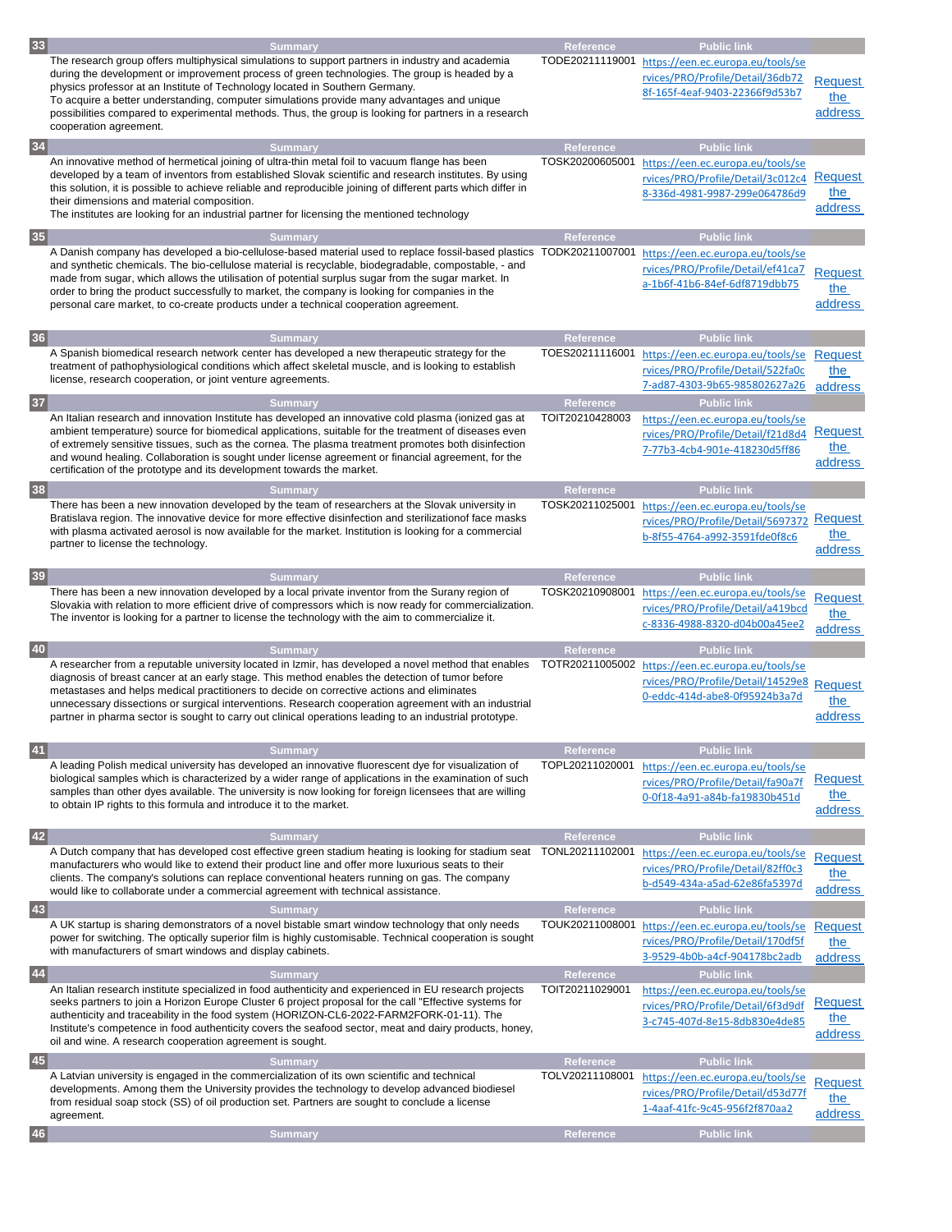| # | Summary | Reference | Public link | |
|---|---|---|---|---|
| 33 | The research group offers multiphysical simulations to support partners in industry and academia during the development or improvement process of green technologies. The group is headed by a physics professor at an Institute of Technology located in Southern Germany. To acquire a better understanding, computer simulations provide many advantages and unique possibilities compared to experimental methods. Thus, the group is looking for partners in a research cooperation agreement. | TODE20211119001 | https://een.ec.europa.eu/tools/services/PRO/Profile/Detail/36db728f-165f-4eaf-9403-22366f9d53b7 | Request the address |
| 34 | An innovative method of hermetical joining of ultra-thin metal foil to vacuum flange has been developed by a team of inventors from established Slovak scientific and research institutes. By using this solution, it is possible to achieve reliable and reproducible joining of different parts which differ in their dimensions and material composition. The institutes are looking for an industrial partner for licensing the mentioned technology | TOSK20200605001 | https://een.ec.europa.eu/tools/services/PRO/Profile/Detail/3c012c48-336d-4981-9987-299e064786d9 | Request the address |
| 35 | A Danish company has developed a bio-cellulose-based material used to replace fossil-based plastics and synthetic chemicals. The bio-cellulose material is recyclable, biodegradable, compostable, - and made from sugar, which allows the utilisation of potential surplus sugar from the sugar market. In order to bring the product successfully to market, the company is looking for companies in the personal care market, to co-create products under a technical cooperation agreement. | TODK20211007001 | https://een.ec.europa.eu/tools/services/PRO/Profile/Detail/ef41ca7a-1b6f-41b6-84ef-6df8719dbb75 | Request the address |
| 36 | A Spanish biomedical research network center has developed a new therapeutic strategy for the treatment of pathophysiological conditions which affect skeletal muscle, and is looking to establish license, research cooperation, or joint venture agreements. | TOES20211116001 | https://een.ec.europa.eu/tools/services/PRO/Profile/Detail/522fa0c7-ad87-4303-9b65-985802627a26 | Request the address |
| 37 | An Italian research and innovation Institute has developed an innovative cold plasma (ionized gas at ambient temperature) source for biomedical applications, suitable for the treatment of diseases even of extremely sensitive tissues, such as the cornea. The plasma treatment promotes both disinfection and wound healing. Collaboration is sought under license agreement or financial agreement, for the certification of the prototype and its development towards the market. | TOIT20210428003 | https://een.ec.europa.eu/tools/services/PRO/Profile/Detail/f21d8d47-77b3-4cb4-901e-418230d5ff86 | Request the address |
| 38 | There has been a new innovation developed by the team of researchers at the Slovak university in Bratislava region. The innovative device for more effective disinfection and sterilizationof face masks with plasma activated aerosol is now available for the market. Institution is looking for a commercial partner to license the technology. | TOSK20211025001 | https://een.ec.europa.eu/tools/services/PRO/Profile/Detail/5697372b-8f55-4764-a992-3591fde0f8c6 | Request the address |
| 39 | There has been a new innovation developed by a local private inventor from the Surany region of Slovakia with relation to more efficient drive of compressors which is now ready for commercialization. The inventor is looking for a partner to license the technology with the aim to commercialize it. | TOSK20210908001 | https://een.ec.europa.eu/tools/services/PRO/Profile/Detail/a419bcdc-8336-4988-8320-d04b00a45ee2 | Request the address |
| 40 | A researcher from a reputable university located in Izmir, has developed a novel method that enables diagnosis of breast cancer at an early stage. This method enables the detection of tumor before metastases and helps medical practitioners to decide on corrective actions and eliminates unnecessary dissections or surgical interventions. Research cooperation agreement with an industrial partner in pharma sector is sought to carry out clinical operations leading to an industrial prototype. | TOTR20211005002 | https://een.ec.europa.eu/tools/services/PRO/Profile/Detail/14529e80-eddc-416d-abe8-0f95924b3a7d | Request the address |
| 41 | A leading Polish medical university has developed an innovative fluorescent dye for visualization of biological samples which is characterized by a wider range of applications in the examination of such samples than other dyes available. The university is now looking for foreign licensees that are willing to obtain IP rights to this formula and introduce it to the market. | TOPL20211020001 | https://een.ec.europa.eu/tools/services/PRO/Profile/Detail/fa90a7f0-0f18-4a91-a84b-fa19830b451d | Request the address |
| 42 | A Dutch company that has developed cost effective green stadium heating is looking for stadium seat manufacturers who would like to extend their product line and offer more luxurious seats to their clients. The company's solutions can replace conventional heaters running on gas. The company would like to collaborate under a commercial agreement with technical assistance. | TONL20211102001 | https://een.ec.europa.eu/tools/services/PRO/Profile/Detail/82ff0c3b-d549-434a-a5ad-62e86fa5397d | Request the address |
| 43 | A UK startup is sharing demonstrators of a novel bistable smart window technology that only needs power for switching. The optically superior film is highly customisable. Technical cooperation is sought with manufacturers of smart windows and display cabinets. | TOUK20211008001 | https://een.ec.europa.eu/tools/services/PRO/Profile/Detail/170df5f3-9529-4b0b-a4cf-904178bc2adb | Request the address |
| 44 | An Italian research institute specialized in food authenticity and experienced in EU research projects seeks partners to join a Horizon Europe Cluster 6 project proposal for the call "Effective systems for authenticity and traceability in the food system (HORIZON-CL6-2022-FARM2FORK-01-11). The Institute's competence in food authenticity covers the seafood sector, meat and dairy products, honey, oil and wine. A research cooperation agreement is sought. | TOIT20211029001 | https://een.ec.europa.eu/tools/services/PRO/Profile/Detail/6f3d9df3-c745-407d-8e15-8db830e4de85 | Request the address |
| 45 | A Latvian university is engaged in the commercialization of its own scientific and technical developments. Among them the University provides the technology to develop advanced biodiesel from residual soap stock (SS) of oil production set. Partners are sought to conclude a license agreement. | TOLV20211108001 | https://een.ec.europa.eu/tools/services/PRO/Profile/Detail/d53d77f1-4aaf-41fc-9c45-956f2f870aa2 | Request the address |
| 46 | | | | |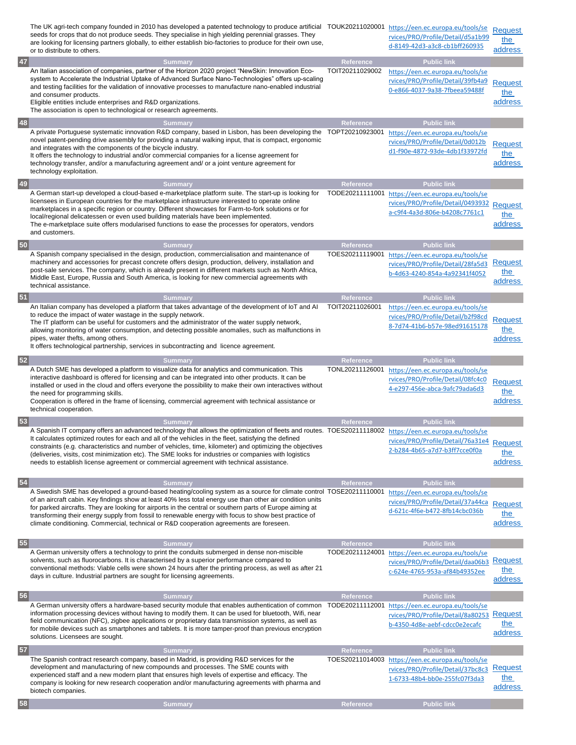| | The UK agri-tech company founded in 2010 has developed a patented technology to produce artificial seeds for crops that do not produce seeds. They specialise in high yielding perennial grasses. They are looking for licensing partners globally, to either establish bio-factories to produce for their own use, or to distribute to others. | TOUK20211020001 | https://een.ec.europa.eu/tools/services/PRO/Profile/Detail/d5a1b99d-8149-42d3-a3c8-cb1bff260935 | Request the address |
|---|---|---|---|---|
| **47** | **Summary** | **Reference** | **Public link** | |
| | An Italian association of companies, partner of the Horizon 2020 project "NewSkin: Innovation Eco-system to Accelerate the Industrial Uptake of Advanced Surface Nano-Technologies" offers up-scaling and testing facilities for the validation of innovative processes to manufacture nano-enabled industrial and consumer products.<br>Eligible entities include enterprises and R&D organizations.<br>The association is open to technological or research agreements. | TOIT20211029002 | https://een.ec.europa.eu/tools/services/PRO/Profile/Detail/39fb4a90-e866-4037-9a38-7fbeea59488f | Request the address |
| **48** | **Summary** | **Reference** | **Public link** | |
| | A private Portuguese systematic innovation R&D company, based in Lisbon, has been developing the novel patent-pending drive assembly for providing a natural walking input, that is compact, ergonomic and integrates with the components of the bicycle industry.<br>It offers the technology to industrial and/or commercial companies for a license agreement for technology transfer, and/or a manufacturing agreement and/ or a joint venture agreement for technology exploitation. | TOPT20210923001 | https://een.ec.europa.eu/tools/services/PRO/Profile/Detail/0d012bd1-f90e-4872-93de-4db1f33972fd | Request the address |
| **49** | **Summary** | **Reference** | **Public link** | |
| | A German start-up developed a cloud-based e-marketplace platform suite. The start-up is looking for licensees in European countries for the marketplace infrastructure interested to operate online marketplaces in a specific region or country. Different showcases for Farm-to-fork solutions or for local/regional delicatessen or even used building materials have been implemented.<br>The e-marketplace suite offers modularised functions to ease the processes for operators, vendors and customers. | TODE20211111001 | https://een.ec.europa.eu/tools/services/PRO/Profile/Detail/0493932a-c9f4-4a3d-806e-b4208c7761c1 | Request the address |
| **50** | **Summary** | **Reference** | **Public link** | |
| | A Spanish company specialised in the design, production, commercialisation and maintenance of machinery and accessories for precast concrete offers design, production, delivery, installation and post-sale services. The company, which is already present in different markets such as North Africa, Middle East, Europe, Russia and South America, is looking for new commercial agreements with technical assistance. | TOES20211119001 | https://een.ec.europa.eu/tools/services/PRO/Profile/Detail/28fa5d3b-4d63-4240-854a-4a92341f4052 | Request the address |
| **51** | **Summary** | **Reference** | **Public link** | |
| | An Italian company has developed a platform that takes advantage of the development of IoT and AI to reduce the impact of water wastage in the supply network.<br>The IT platform can be useful for customers and the administrator of the water supply network, allowing monitoring of water consumption, and detecting possible anomalies, such as malfunctions in pipes, water thefts, among others.<br>It offers technological partnership, services in subcontracting and licence agreement. | TOIT20211026001 | https://een.ec.europa.eu/tools/services/PRO/Profile/Detail/b2f98cd8-7d74-41b6-b57e-98ed91615178 | Request the address |
| **52** | **Summary** | **Reference** | **Public link** | |
| | A Dutch SME has developed a platform to visualize data for analytics and communication. This interactive dashboard is offered for licensing and can be integrated into other products. It can be installed or used in the cloud and offers everyone the possibility to make their own interactives without the need for programming skills.<br>Cooperation is offered in the frame of licensing, commercial agreement with technical assistance or technical cooperation. | TONL20211126001 | https://een.ec.europa.eu/tools/services/PRO/Profile/Detail/08fc4c04-e297-456e-abca-9afc79ada6d3 | Request the address |
| **53** | **Summary** | **Reference** | **Public link** | |
| | A Spanish IT company offers an advanced technology that allows the optimization of fleets and routes. It calculates optimized routes for each and all of the vehicles in the fleet, satisfying the defined constraints (e.g. characteristics and number of vehicles, time, kilometer) and optimizing the objectives (deliveries, visits, cost minimization etc). The SME looks for industries or companies with logistics needs to establish license agreement or commercial agreement with technical assistance. | TOES20211118002 | https://een.ec.europa.eu/tools/services/PRO/Profile/Detail/76a31e42-b284-4b65-a7d7-b3ff7cce0f0a | Request the address |
| **54** | **Summary** | **Reference** | **Public link** | |
| | A Swedish SME has developed a ground-based heating/cooling system as a source for climate control of an aircraft cabin. Key findings show at least 40% less total energy use than other air condition units for parked aircrafts. They are looking for airports in the central or southern parts of Europe aiming at transforming their energy supply from fossil to renewable energy with focus to show best practice of climate conditioning. Commercial, technical or R&D cooperation agreements are foreseen. | TOSE20211110001 | https://een.ec.europa.eu/tools/services/PRO/Profile/Detail/37a44cad-621c-4f6e-b472-8fb14cbc036b | Request the address |
| **55** | **Summary** | **Reference** | **Public link** | |
| | A German university offers a technology to print the conduits submerged in dense non-miscible solvents, such as fluorocarbons. It is characterised by a superior performance compared to conventional methods: Viable cells were shown 24 hours after the printing process, as well as after 21 days in culture. Industrial partners are sought for licensing agreements. | TODE20211124001 | https://een.ec.europa.eu/tools/services/PRO/Profile/Detail/daa06b3c-624e-4765-953a-af84b49352ee | Request the address |
| **56** | **Summary** | **Reference** | **Public link** | |
| | A German university offers a hardware-based security module that enables authentication of common information processing devices without having to modify them. It can be used for bluetooth, Wifi, near field communication (NFC), zigbee applications or proprietary data transmission systems, as well as for mobile devices such as smartphones and tablets. It is more tamper-proof than previous encryption solutions. Licensees are sought. | TODE20211112001 | https://een.ec.europa.eu/tools/services/PRO/Profile/Detail/8a80253b-4350-4d8e-aebf-cdcc0e2ecafc | Request the address |
| **57** | **Summary** | **Reference** | **Public link** | |
| | The Spanish contract research company, based in Madrid, is providing R&D services for the development and manufacturing of new compounds and processes. The SME counts with experienced staff and a new modern plant that ensures high levels of expertise and efficacy. The company is looking for new research cooperation and/or manufacturing agreements with pharma and biotech companies. | TOES20211014003 | https://een.ec.europa.eu/tools/services/PRO/Profile/Detail/37bc8c31-6733-48b4-bb0e-255fc07f3da3 | Request the address |
| **58** | **Summary** | **Reference** | **Public link** | |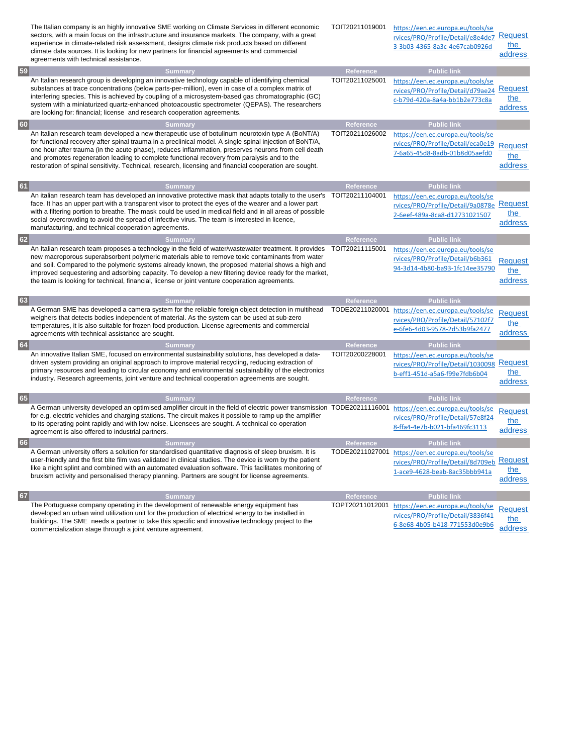| | Summary | Reference | Public link | |
|---|---|---|---|---|
| | The Italian company is an highly innovative SME working on Climate Services in different economic sectors, with a main focus on the infrastructure and insurance markets. The company, with a great experience in climate-related risk assessment, designs climate risk products based on different climate data sources. It is looking for new partners for financial agreements and commercial agreements with technical assistance. | TOIT20211019001 | https://een.ec.europa.eu/tools/services/PRO/Profile/Detail/e8e4de73-3b03-4365-8a3c-4e67cab0926d | Request the address |
| 59 | An Italian research group is developing an innovative technology capable of identifying chemical substances at trace concentrations (below parts-per-million), even in case of a complex matrix of interfering species. This is achieved by coupling of a microsystem-based gas chromatographic (GC) system with a miniaturized quartz-enhanced photoacoustic spectrometer (QEPAS). The researchers are looking for: financial; license and research cooperation agreements. | TOIT20211025001 | https://een.ec.europa.eu/tools/services/PRO/Profile/Detail/d79ae24c-b79d-420a-8a4a-bb1b2e773c8a | Request the address |
| 60 | An Italian research team developed a new therapeutic use of botulinum neurotoxin type A (BoNT/A) for functional recovery after spinal trauma in a preclinical model. A single spinal injection of BoNT/A, one hour after trauma (in the acute phase), reduces inflammation, preserves neurons from cell death and promotes regeneration leading to complete functional recovery from paralysis and to the restoration of spinal sensitivity. Technical, research, licensing and financial cooperation are sought. | TOIT20211026002 | https://een.ec.europa.eu/tools/services/PRO/Profile/Detail/eca0e197-6a65-45d8-8adb-01b8d05aefd0 | Request the address |
| 61 | An italian research team has developed an innovative protective mask that adapts totally to the user's face. It has an upper part with a transparent visor to protect the eyes of the wearer and a lower part with a filtering portion to breathe. The mask could be used in medical field and in all areas of possible social overcrowding to avoid the spread of infective virus. The team is interested in licence, manufacturing, and technical cooperation agreements. | TOIT20211104001 | https://een.ec.europa.eu/tools/services/PRO/Profile/Detail/9a0878e2-6eef-489a-8ca8-d12731021507 | Request the address |
| 62 | An Italian research team proposes a technology in the field of water/wastewater treatment. It provides new macroporous superabsorbent polymeric materials able to remove toxic contaminants from water and soil. Compared to the polymeric systems already known, the proposed material shows a high and improved sequestering and adsorbing capacity. To develop a new filtering device ready for the market, the team is looking for technical, financial, license or joint venture cooperation agreements. | TOIT20211115001 | https://een.ec.europa.eu/tools/services/PRO/Profile/Detail/b6b36194-3d14-4b80-ba93-1fc14ee35790 | Request the address |
| 63 | A German SME has developed a camera system for the reliable foreign object detection in multihead weighers that detects bodies independent of material. As the system can be used at sub-zero temperatures, it is also suitable for frozen food production. License agreements and commercial agreements with technical assistance are sought. | TODE20211020001 | https://een.ec.europa.eu/tools/services/PRO/Profile/Detail/57102f7e-6fe6-4d03-9578-2d53b9fa2477 | Request the address |
| 64 | An innovative Italian SME, focused on environmental sustainability solutions, has developed a data-driven system providing an original approach to improve material recycling, reducing extraction of primary resources and leading to circular economy and environmental sustainability of the electronics industry. Research agreements, joint venture and technical cooperation agreements are sought. | TOIT20200228001 | https://een.ec.europa.eu/tools/services/PRO/Profile/Detail/1030098b-eff1-451d-a5a6-f99e7fdb6b04 | Request the address |
| 65 | A German university developed an optimised amplifier circuit in the field of electric power transmission for e.g. electric vehicles and charging stations. The circuit makes it possible to ramp up the amplifier to its operating point rapidly and with low noise. Licensees are sought. A technical co-operation agreement is also offered to industrial partners. | TODE20211116001 | https://een.ec.europa.eu/tools/services/PRO/Profile/Detail/57e8f248-ffa4-4e7b-b021-bfa469fc3113 | Request the address |
| 66 | A German university offers a solution for standardised quantitative diagnosis of sleep bruxism. It is user-friendly and the first bite film was validated in clinical studies. The device is worn by the patient like a night splint and combined with an automated evaluation software. This facilitates monitoring of bruxism activity and personalised therapy planning. Partners are sought for license agreements. | TODE20211027001 | https://een.ec.europa.eu/tools/services/PRO/Profile/Detail/8d709eb1-ace9-4628-beab-8ac35bbb941a | Request the address |
| 67 | The Portuguese company operating in the development of renewable energy equipment has developed an urban wind utilization unit for the production of electrical energy to be installed in buildings. The SME needs a partner to take this specific and innovative technology project to the commercialization stage through a joint venture agreement. | TOPT20211012001 | https://een.ec.europa.eu/tools/services/PRO/Profile/Detail/3836f416-8e68-4b05-b418-771553d0e9b6 | Request the address |